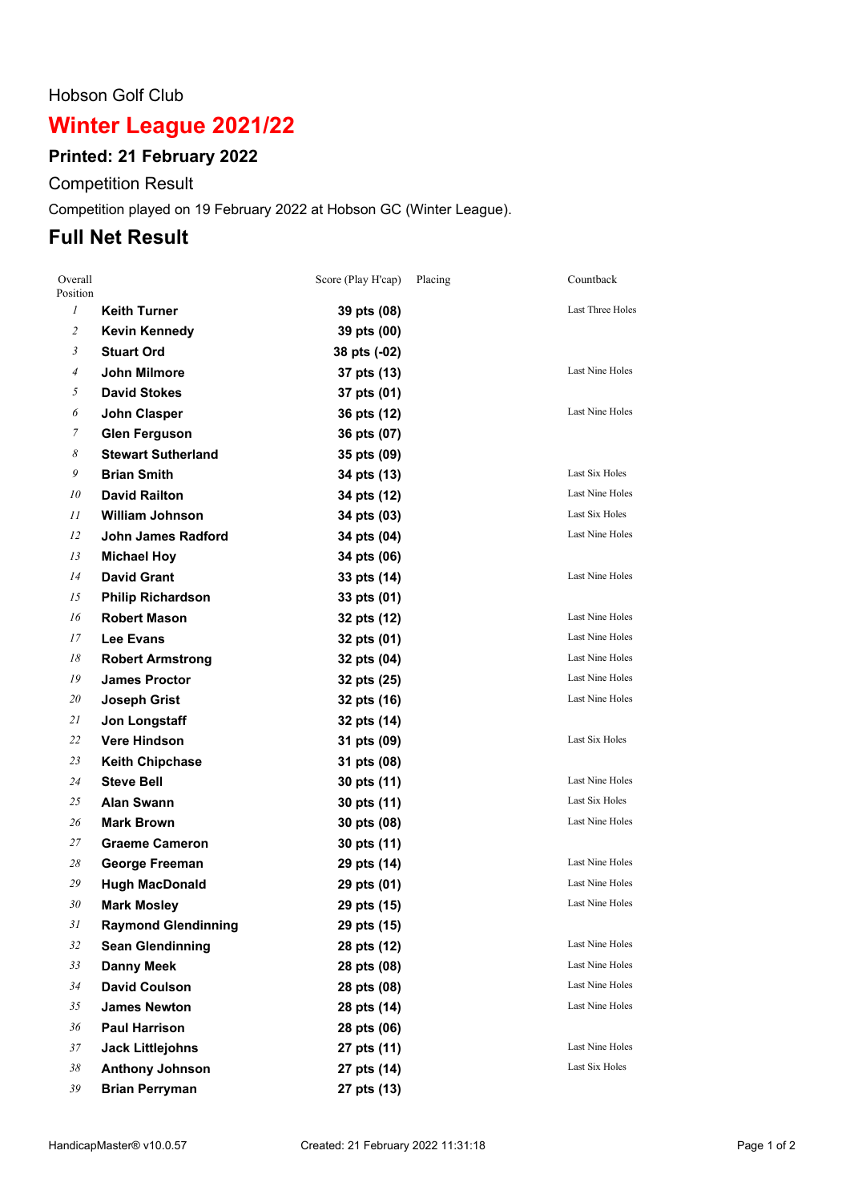Hobson Golf Club

# Winter League 2021/22

## Printed: 21 February 2022

Competition Result

Competition played on 19 February 2022 at Hobson GC (Winter League).

## Full Net Result

| Overall Position | | Score (Play H'cap) | Placing | Countback |
|---|---|---|---|---|
| 1 | **Keith Turner** | **39 pts (08)** | | Last Three Holes |
| 2 | **Kevin Kennedy** | **39 pts (00)** | | |
| 3 | **Stuart Ord** | **38 pts (-02)** | | |
| 4 | **John Milmore** | **37 pts (13)** | | Last Nine Holes |
| 5 | **David Stokes** | **37 pts (01)** | | |
| 6 | **John Clasper** | **36 pts (12)** | | Last Nine Holes |
| 7 | **Glen Ferguson** | **36 pts (07)** | | |
| 8 | **Stewart Sutherland** | **35 pts (09)** | | |
| 9 | **Brian Smith** | **34 pts (13)** | | Last Six Holes |
| 10 | **David Railton** | **34 pts (12)** | | Last Nine Holes |
| 11 | **William Johnson** | **34 pts (03)** | | Last Six Holes |
| 12 | **John James Radford** | **34 pts (04)** | | Last Nine Holes |
| 13 | **Michael Hoy** | **34 pts (06)** | | |
| 14 | **David Grant** | **33 pts (14)** | | Last Nine Holes |
| 15 | **Philip Richardson** | **33 pts (01)** | | |
| 16 | **Robert Mason** | **32 pts (12)** | | Last Nine Holes |
| 17 | **Lee Evans** | **32 pts (01)** | | Last Nine Holes |
| 18 | **Robert Armstrong** | **32 pts (04)** | | Last Nine Holes |
| 19 | **James Proctor** | **32 pts (25)** | | Last Nine Holes |
| 20 | **Joseph Grist** | **32 pts (16)** | | Last Nine Holes |
| 21 | **Jon Longstaff** | **32 pts (14)** | | |
| 22 | **Vere Hindson** | **31 pts (09)** | | Last Six Holes |
| 23 | **Keith Chipchase** | **31 pts (08)** | | |
| 24 | **Steve Bell** | **30 pts (11)** | | Last Nine Holes |
| 25 | **Alan Swann** | **30 pts (11)** | | Last Six Holes |
| 26 | **Mark Brown** | **30 pts (08)** | | Last Nine Holes |
| 27 | **Graeme Cameron** | **30 pts (11)** | | |
| 28 | **George Freeman** | **29 pts (14)** | | Last Nine Holes |
| 29 | **Hugh MacDonald** | **29 pts (01)** | | Last Nine Holes |
| 30 | **Mark Mosley** | **29 pts (15)** | | Last Nine Holes |
| 31 | **Raymond Glendinning** | **29 pts (15)** | | |
| 32 | **Sean Glendinning** | **28 pts (12)** | | Last Nine Holes |
| 33 | **Danny Meek** | **28 pts (08)** | | Last Nine Holes |
| 34 | **David Coulson** | **28 pts (08)** | | Last Nine Holes |
| 35 | **James Newton** | **28 pts (14)** | | Last Nine Holes |
| 36 | **Paul Harrison** | **28 pts (06)** | | |
| 37 | **Jack Littlejohns** | **27 pts (11)** | | Last Nine Holes |
| 38 | **Anthony Johnson** | **27 pts (14)** | | Last Six Holes |
| 39 | **Brian Perryman** | **27 pts (13)** | | |

HandicapMaster® v10.0.57 Created: 21 February 2022 11:31:18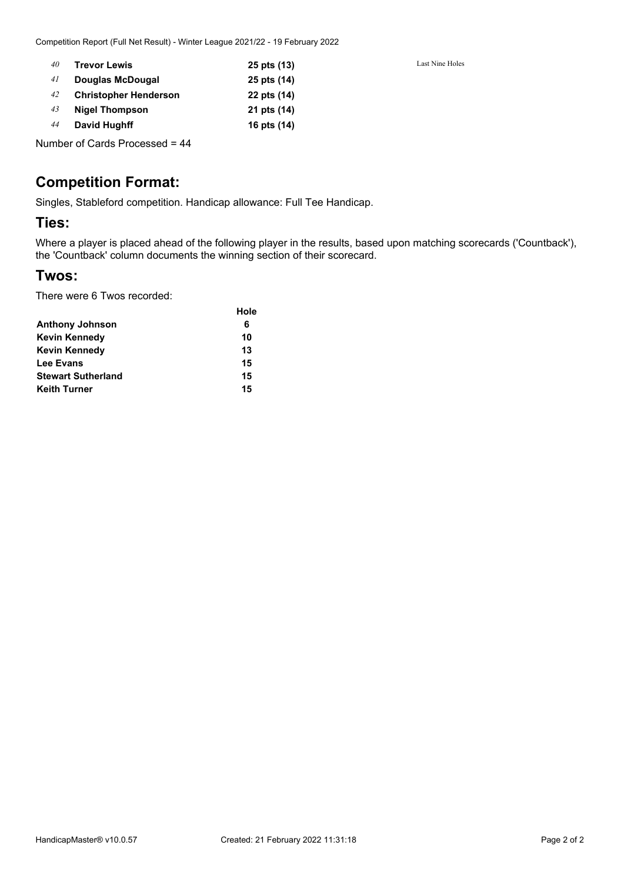| | | | |
|---|---|---|---|
| *40* | **Trevor Lewis** | **25 pts (13)** | Last Nine Holes |
| *41* | **Douglas McDougal** | **25 pts (14)** | |
| *42* | **Christopher Henderson** | **22 pts (14)** | |
| *43* | **Nigel Thompson** | **21 pts (14)** | |
| *44* | **David Hughff** | **16 pts (14)** | |

Number of Cards Processed = 44

## Competition Format:

Singles, Stableford competition. Handicap allowance: Full Tee Handicap.

## Ties:

Where a player is placed ahead of the following player in the results, based upon matching scorecards ('Countback'), the 'Countback' column documents the winning section of their scorecard.

## Twos:

There were 6 Twos recorded:

| | **Hole** |
|---|---|
| **Anthony Johnson** | **6** |
| **Kevin Kennedy** | **10** |
| **Kevin Kennedy** | **13** |
| **Lee Evans** | **15** |
| **Stewart Sutherland** | **15** |
| **Keith Turner** | **15** |